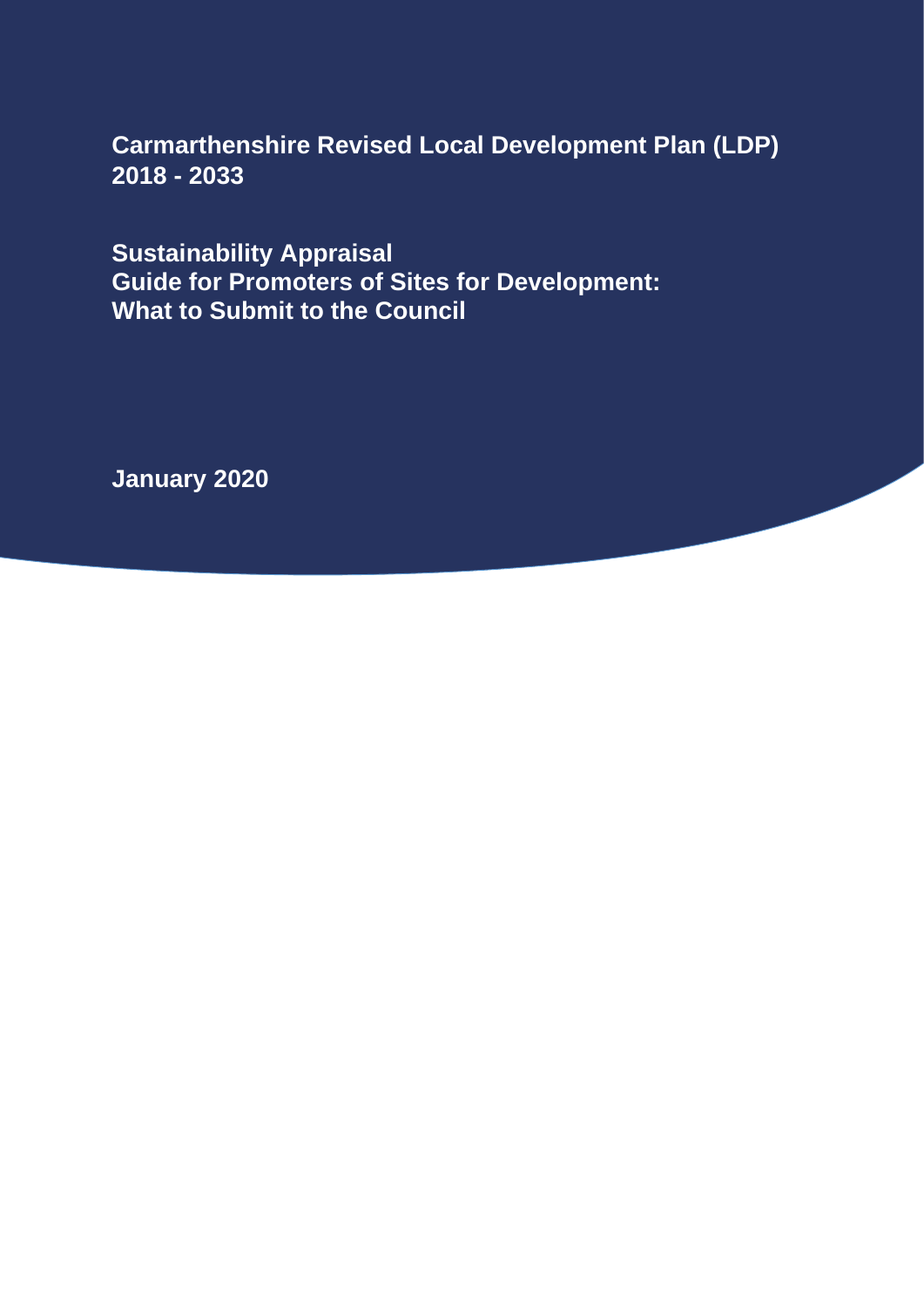# Carmarthenshire Revised Local Development Plan (LDP) 2018 - 2033

## Sustainability Appraisal
## Guide for Promoters of Sites for Development: What to Submit to the Council

**January 2020**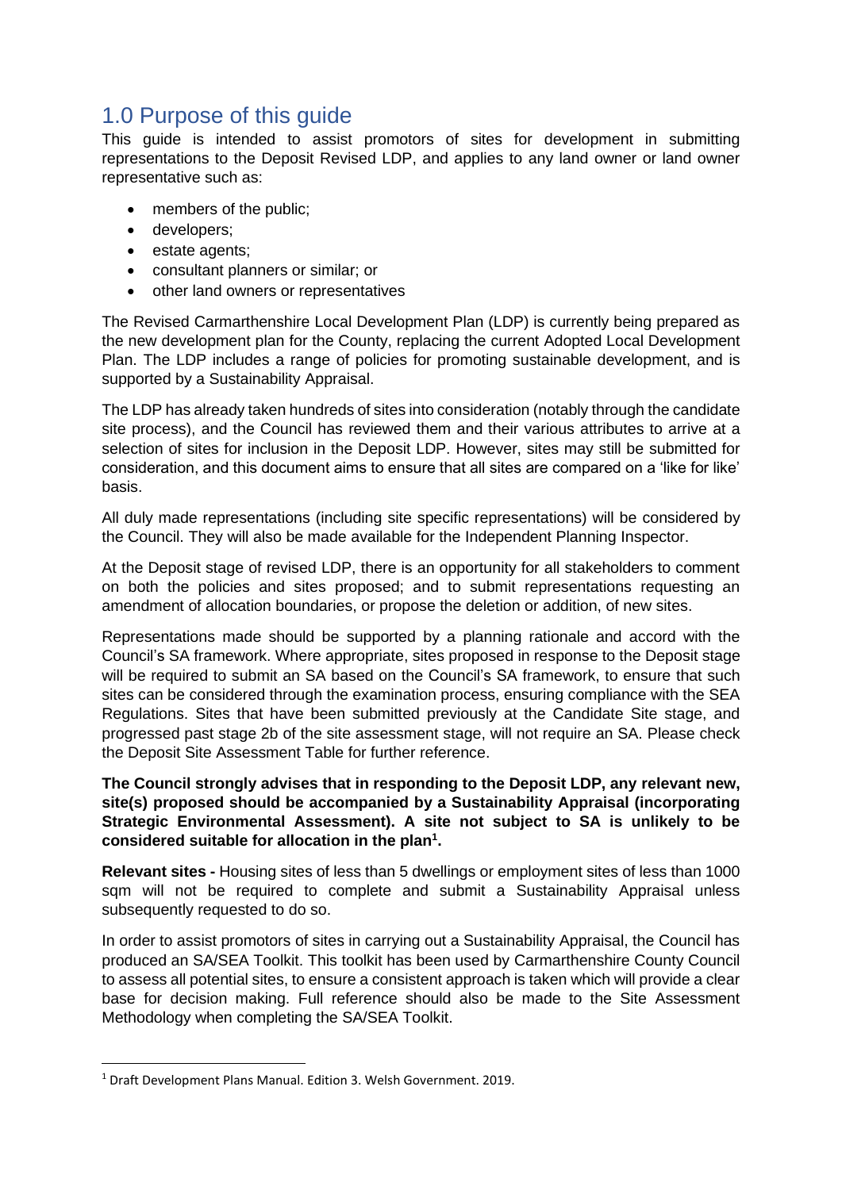# 1.0 Purpose of this guide

This guide is intended to assist promotors of sites for development in submitting representations to the Deposit Revised LDP, and applies to any land owner or land owner representative such as:

- members of the public;
- developers;
- estate agents;
- consultant planners or similar; or
- other land owners or representatives

The Revised Carmarthenshire Local Development Plan (LDP) is currently being prepared as the new development plan for the County, replacing the current Adopted Local Development Plan. The LDP includes a range of policies for promoting sustainable development, and is supported by a Sustainability Appraisal.

The LDP has already taken hundreds of sites into consideration (notably through the candidate site process), and the Council has reviewed them and their various attributes to arrive at a selection of sites for inclusion in the Deposit LDP. However, sites may still be submitted for consideration, and this document aims to ensure that all sites are compared on a 'like for like' basis.

All duly made representations (including site specific representations) will be considered by the Council. They will also be made available for the Independent Planning Inspector.

At the Deposit stage of revised LDP, there is an opportunity for all stakeholders to comment on both the policies and sites proposed; and to submit representations requesting an amendment of allocation boundaries, or propose the deletion or addition, of new sites.

Representations made should be supported by a planning rationale and accord with the Council's SA framework. Where appropriate, sites proposed in response to the Deposit stage will be required to submit an SA based on the Council's SA framework, to ensure that such sites can be considered through the examination process, ensuring compliance with the SEA Regulations. Sites that have been submitted previously at the Candidate Site stage, and progressed past stage 2b of the site assessment stage, will not require an SA. Please check the Deposit Site Assessment Table for further reference.

**The Council strongly advises that in responding to the Deposit LDP, any relevant new, site(s) proposed should be accompanied by a Sustainability Appraisal (incorporating Strategic Environmental Assessment). A site not subject to SA is unlikely to be considered suitable for allocation in the plan[1].**

**Relevant sites -** Housing sites of less than 5 dwellings or employment sites of less than 1000 sqm will not be required to complete and submit a Sustainability Appraisal unless subsequently requested to do so.

In order to assist promotors of sites in carrying out a Sustainability Appraisal, the Council has produced an SA/SEA Toolkit. This toolkit has been used by Carmarthenshire County Council to assess all potential sites, to ensure a consistent approach is taken which will provide a clear base for decision making. Full reference should also be made to the Site Assessment Methodology when completing the SA/SEA Toolkit.

[1] Draft Development Plans Manual. Edition 3. Welsh Government. 2019.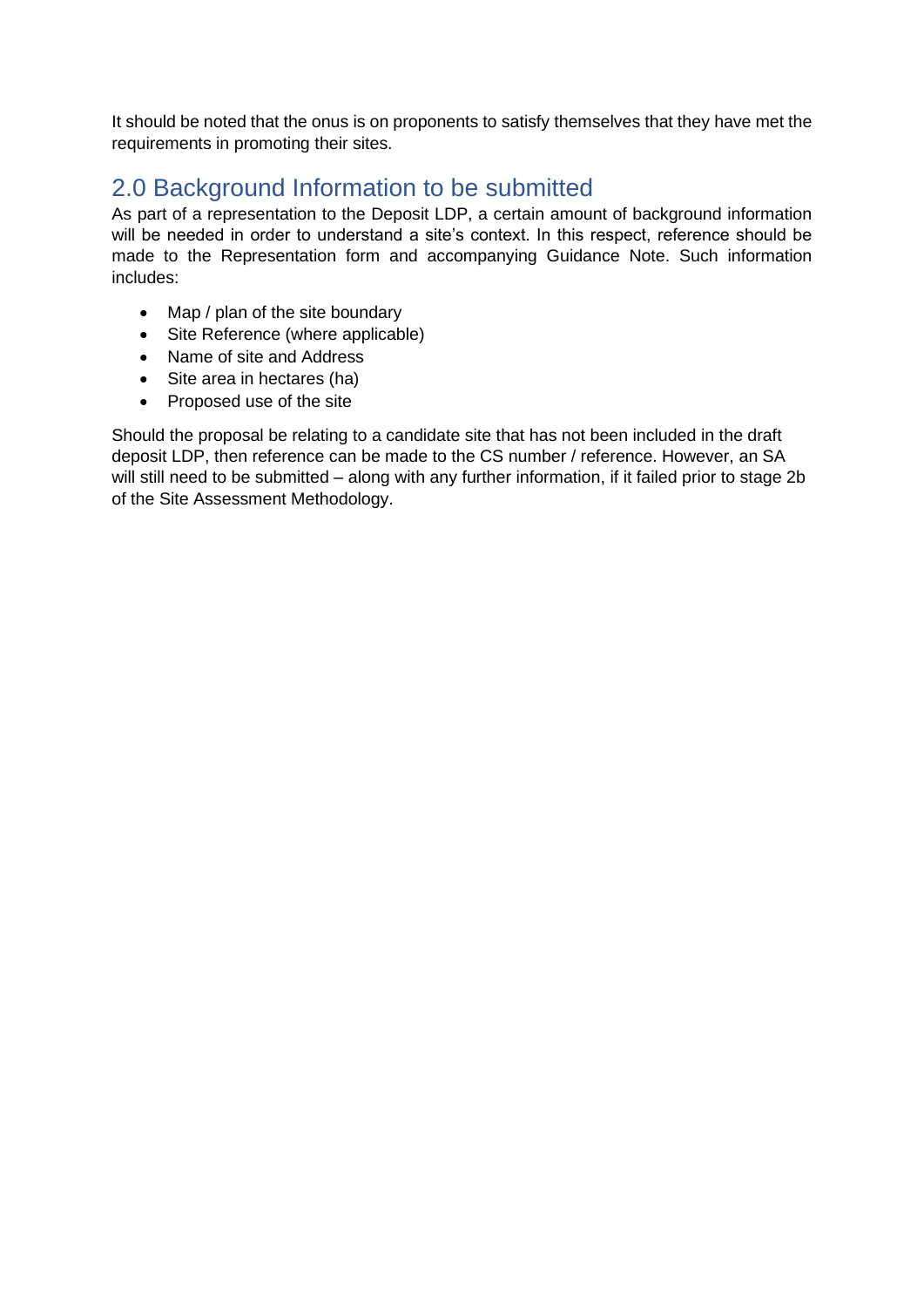It should be noted that the onus is on proponents to satisfy themselves that they have met the requirements in promoting their sites.

## 2.0 Background Information to be submitted

As part of a representation to the Deposit LDP, a certain amount of background information will be needed in order to understand a site's context. In this respect, reference should be made to the Representation form and accompanying Guidance Note. Such information includes:

- Map / plan of the site boundary
- Site Reference (where applicable)
- Name of site and Address
- Site area in hectares (ha)
- Proposed use of the site

Should the proposal be relating to a candidate site that has not been included in the draft deposit LDP, then reference can be made to the CS number / reference. However, an SA will still need to be submitted – along with any further information, if it failed prior to stage 2b of the Site Assessment Methodology.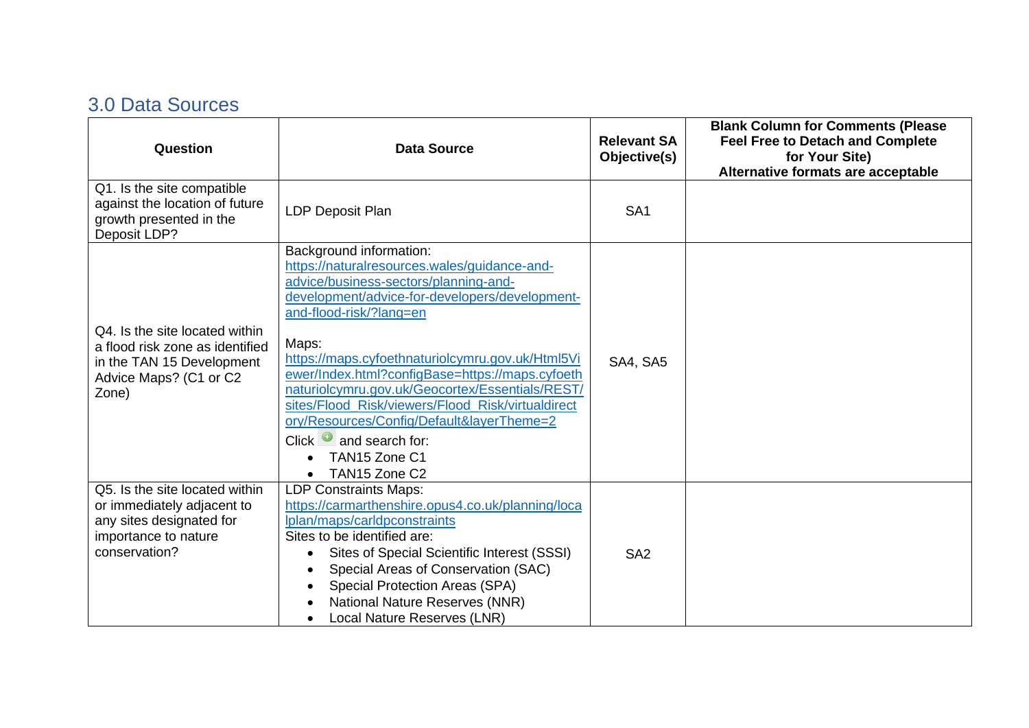## 3.0 Data Sources

| Question | Data Source | Relevant SA Objective(s) | Blank Column for Comments (Please Feel Free to Detach and Complete for Your Site) Alternative formats are acceptable |
|---|---|---|---|
| Q1. Is the site compatible against the location of future growth presented in the Deposit LDP? | LDP Deposit Plan | SA1 | |
| Q4. Is the site located within a flood risk zone as identified in the TAN 15 Development Advice Maps? (C1 or C2 Zone) | Background information: https://naturalresources.wales/guidance-and-advice/business-sectors/planning-and-development/advice-for-developers/development-and-flood-risk/?lang=en<br><br>Maps: https://maps.cyfoethnaturiolcymru.gov.uk/Html5Viewer/Index.html?configBase=https://maps.cyfoethnaturiolcymru.gov.uk/Geocortex/Essentials/REST/sites/Flood_Risk/viewers/Flood_Risk/virtualdirectory/Resources/Config/Default&layerTheme=2<br>Click and search for:<br>• TAN15 Zone C1<br>• TAN15 Zone C2 | SA4, SA5 | |
| Q5. Is the site located within or immediately adjacent to any sites designated for importance to nature conservation? | LDP Constraints Maps: https://carmarthenshire.opus4.co.uk/planning/localplan/maps/carldpconstraints<br>Sites to be identified are:<br>• Sites of Special Scientific Interest (SSSI)<br>• Special Areas of Conservation (SAC)<br>• Special Protection Areas (SPA)<br>• National Nature Reserves (NNR)<br>• Local Nature Reserves (LNR) | SA2 | |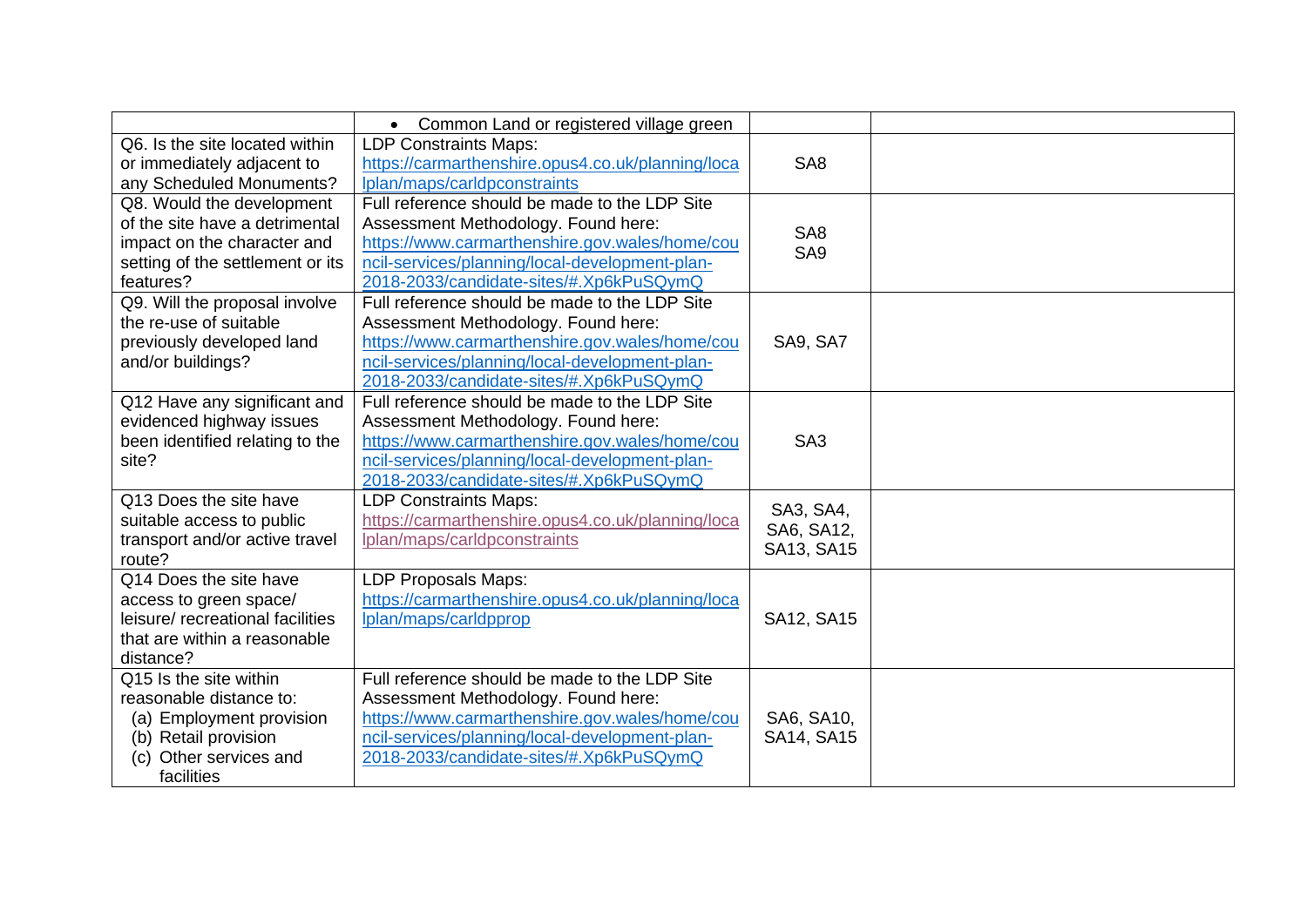| | | | |
|---|---|---|---|
| | • Common Land or registered village green | | |
| Q6. Is the site located within or immediately adjacent to any Scheduled Monuments? | LDP Constraints Maps: https://carmarthenshire.opus4.co.uk/planning/localplan/maps/carldpconstraints | SA8 | |
| Q8. Would the development of the site have a detrimental impact on the character and setting of the settlement or its features? | Full reference should be made to the LDP Site Assessment Methodology. Found here: https://www.carmarthenshire.gov.wales/home/council-services/planning/local-development-plan-2018-2033/candidate-sites/#.Xp6kPuSQymQ | SA8 SA9 | |
| Q9. Will the proposal involve the re-use of suitable previously developed land and/or buildings? | Full reference should be made to the LDP Site Assessment Methodology. Found here: https://www.carmarthenshire.gov.wales/home/council-services/planning/local-development-plan-2018-2033/candidate-sites/#.Xp6kPuSQymQ | SA9, SA7 | |
| Q12 Have any significant and evidenced highway issues been identified relating to the site? | Full reference should be made to the LDP Site Assessment Methodology. Found here: https://www.carmarthenshire.gov.wales/home/council-services/planning/local-development-plan-2018-2033/candidate-sites/#.Xp6kPuSQymQ | SA3 | |
| Q13 Does the site have suitable access to public transport and/or active travel route? | LDP Constraints Maps: https://carmarthenshire.opus4.co.uk/planning/localplan/maps/carldpconstraints | SA3, SA4, SA6, SA12, SA13, SA15 | |
| Q14 Does the site have access to green space/ leisure/ recreational facilities that are within a reasonable distance? | LDP Proposals Maps: https://carmarthenshire.opus4.co.uk/planning/localplan/maps/carldpprop | SA12, SA15 | |
| Q15 Is the site within reasonable distance to: (a) Employment provision (b) Retail provision (c) Other services and facilities | Full reference should be made to the LDP Site Assessment Methodology. Found here: https://www.carmarthenshire.gov.wales/home/council-services/planning/local-development-plan-2018-2033/candidate-sites/#.Xp6kPuSQymQ | SA6, SA10, SA14, SA15 | |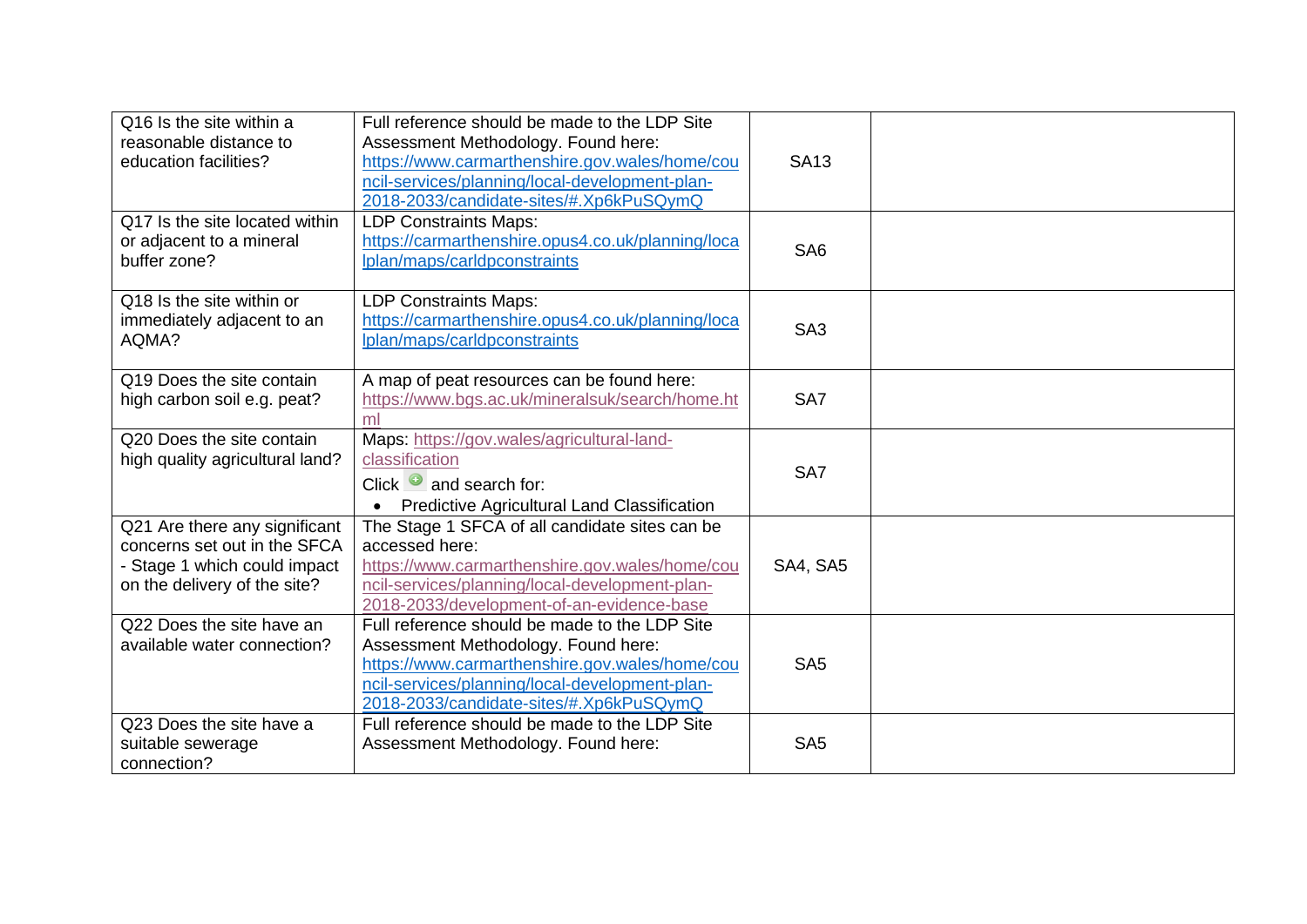| | | | |
|---|---|---|---|
| Q16 Is the site within a reasonable distance to education facilities? | Full reference should be made to the LDP Site Assessment Methodology. Found here: https://www.carmarthenshire.gov.wales/home/council-services/planning/local-development-plan-2018-2033/candidate-sites/#.Xp6kPuSQymQ | SA13 | |
| Q17 Is the site located within or adjacent to a mineral buffer zone? | LDP Constraints Maps: https://carmarthenshire.opus4.co.uk/planning/localplan/maps/carldpconstraints | SA6 | |
| Q18 Is the site within or immediately adjacent to an AQMA? | LDP Constraints Maps: https://carmarthenshire.opus4.co.uk/planning/localplan/maps/carldpconstraints | SA3 | |
| Q19 Does the site contain high carbon soil e.g. peat? | A map of peat resources can be found here: https://www.bgs.ac.uk/mineralsuk/search/home.html | SA7 | |
| Q20 Does the site contain high quality agricultural land? | Maps: https://gov.wales/agricultural-land-classification<br>Click and search for:<br>• Predictive Agricultural Land Classification | SA7 | |
| Q21 Are there any significant concerns set out in the SFCA - Stage 1 which could impact on the delivery of the site? | The Stage 1 SFCA of all candidate sites can be accessed here: https://www.carmarthenshire.gov.wales/home/council-services/planning/local-development-plan-2018-2033/development-of-an-evidence-base | SA4, SA5 | |
| Q22 Does the site have an available water connection? | Full reference should be made to the LDP Site Assessment Methodology. Found here: https://www.carmarthenshire.gov.wales/home/council-services/planning/local-development-plan-2018-2033/candidate-sites/#.Xp6kPuSQymQ | SA5 | |
| Q23 Does the site have a suitable sewerage connection? | Full reference should be made to the LDP Site Assessment Methodology. Found here: | SA5 | |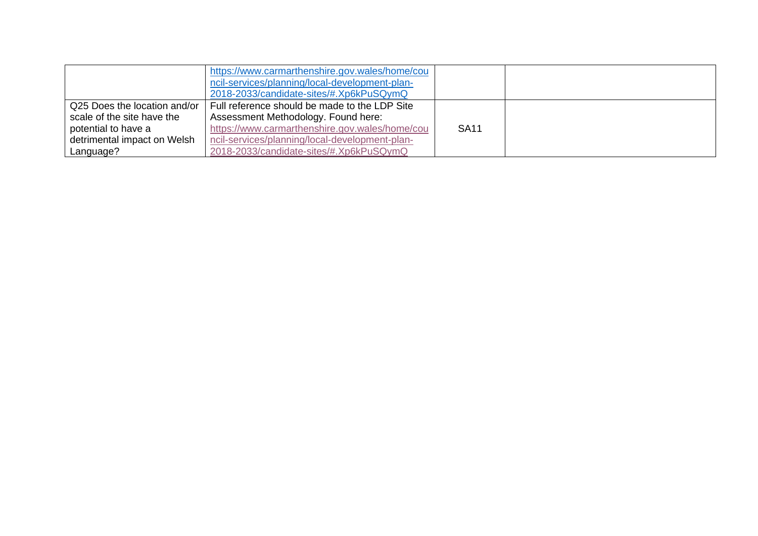| | | | |
|---|---|---|---|
| | https://www.carmarthenshire.gov.wales/home/council-services/planning/local-development-plan-2018-2033/candidate-sites/#.Xp6kPuSQymQ | | |
| Q25 Does the location and/or scale of the site have the potential to have a detrimental impact on Welsh Language? | Full reference should be made to the LDP Site Assessment Methodology. Found here: https://www.carmarthenshire.gov.wales/home/council-services/planning/local-development-plan-2018-2033/candidate-sites/#.Xp6kPuSQymQ | SA11 | |